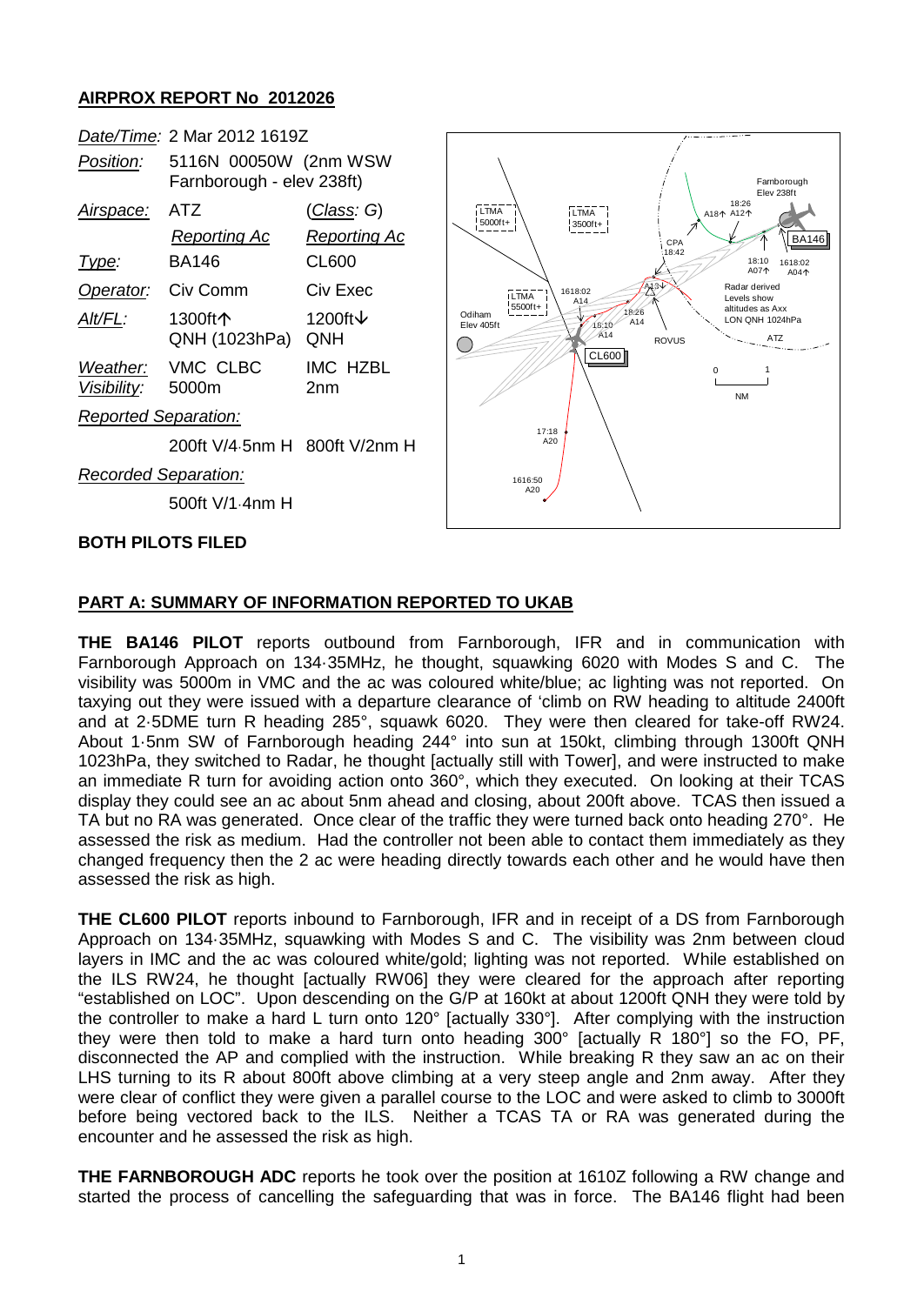# AIRPROX REPORT No 2012026

| | | |
|---|---|---|
| *Date/Time:* | 2 Mar 2012 1619Z | |
| *Position:* | 5116N 00050W (2nm WSW Farnborough - elev 238ft) | |
| *Airspace:* | ATZ | (*Class:* G) |
| | *Reporting Ac* | *Reporting Ac* |
| *Type:* | BA146 | CL600 |
| *Operator:* | Civ Comm | Civ Exec |
| *Alt/FL:* | 1300ft↑ QNH (1023hPa) | 1200ft↓ QNH |
| *Weather:* | VMC CLBC | IMC HZBL |
| *Visibility:* | 5000m | 2nm |
| *Reported Separation:* | | |
| | 200ft V/4·5nm H | 800ft V/2nm H |
| *Recorded Separation:* | | |
| | 500ft V/1·4nm H | |

**BOTH PILOTS FILED**

## PART A: SUMMARY OF INFORMATION REPORTED TO UKAB

**THE BA146 PILOT** reports outbound from Farnborough, IFR and in communication with Farnborough Approach on 134·35MHz, he thought, squawking 6020 with Modes S and C. The visibility was 5000m in VMC and the ac was coloured white/blue; ac lighting was not reported. On taxying out they were issued with a departure clearance of 'climb on RW heading to altitude 2400ft and at 2·5DME turn R heading 285°, squawk 6020. They were then cleared for take-off RW24. About 1·5nm SW of Farnborough heading 244° into sun at 150kt, climbing through 1300ft QNH 1023hPa, they switched to Radar, he thought [actually still with Tower], and were instructed to make an immediate R turn for avoiding action onto 360°, which they executed. On looking at their TCAS display they could see an ac about 5nm ahead and closing, about 200ft above. TCAS then issued a TA but no RA was generated. Once clear of the traffic they were turned back onto heading 270°. He assessed the risk as medium. Had the controller not been able to contact them immediately as they changed frequency then the 2 ac were heading directly towards each other and he would have then assessed the risk as high.

**THE CL600 PILOT** reports inbound to Farnborough, IFR and in receipt of a DS from Farnborough Approach on 134·35MHz, squawking with Modes S and C. The visibility was 2nm between cloud layers in IMC and the ac was coloured white/gold; lighting was not reported. While established on the ILS RW24, he thought [actually RW06] they were cleared for the approach after reporting "established on LOC". Upon descending on the G/P at 160kt at about 1200ft QNH they were told by the controller to make a hard L turn onto 120° [actually 330°]. After complying with the instruction they were then told to make a hard turn onto heading 300° [actually R 180°] so the FO, PF, disconnected the AP and complied with the instruction. While breaking R they saw an ac on their LHS turning to its R about 800ft above climbing at a very steep angle and 2nm away. After they were clear of conflict they were given a parallel course to the LOC and were asked to climb to 3000ft before being vectored back to the ILS. Neither a TCAS TA or RA was generated during the encounter and he assessed the risk as high.

**THE FARNBOROUGH ADC** reports he took over the position at 1610Z following a RW change and started the process of cancelling the safeguarding that was in force. The BA146 flight had been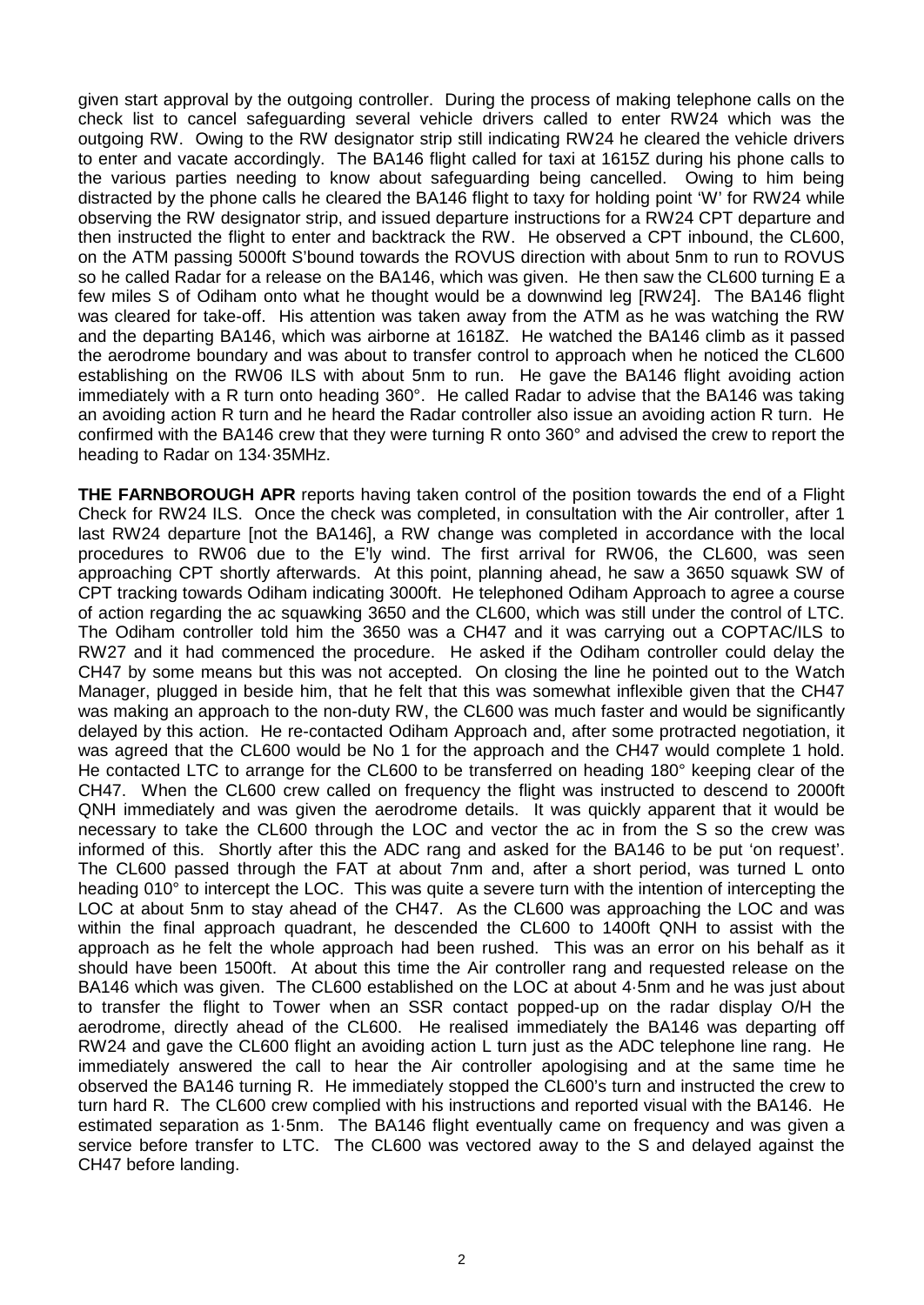given start approval by the outgoing controller. During the process of making telephone calls on the check list to cancel safeguarding several vehicle drivers called to enter RW24 which was the outgoing RW. Owing to the RW designator strip still indicating RW24 he cleared the vehicle drivers to enter and vacate accordingly. The BA146 flight called for taxi at 1615Z during his phone calls to the various parties needing to know about safeguarding being cancelled. Owing to him being distracted by the phone calls he cleared the BA146 flight to taxy for holding point 'W' for RW24 while observing the RW designator strip, and issued departure instructions for a RW24 CPT departure and then instructed the flight to enter and backtrack the RW. He observed a CPT inbound, the CL600, on the ATM passing 5000ft S'bound towards the ROVUS direction with about 5nm to run to ROVUS so he called Radar for a release on the BA146, which was given. He then saw the CL600 turning E a few miles S of Odiham onto what he thought would be a downwind leg [RW24]. The BA146 flight was cleared for take-off. His attention was taken away from the ATM as he was watching the RW and the departing BA146, which was airborne at 1618Z. He watched the BA146 climb as it passed the aerodrome boundary and was about to transfer control to approach when he noticed the CL600 establishing on the RW06 ILS with about 5nm to run. He gave the BA146 flight avoiding action immediately with a R turn onto heading 360°. He called Radar to advise that the BA146 was taking an avoiding action R turn and he heard the Radar controller also issue an avoiding action R turn. He confirmed with the BA146 crew that they were turning R onto 360° and advised the crew to report the heading to Radar on 134·35MHz.

**THE FARNBOROUGH APR** reports having taken control of the position towards the end of a Flight Check for RW24 ILS. Once the check was completed, in consultation with the Air controller, after 1 last RW24 departure [not the BA146], a RW change was completed in accordance with the local procedures to RW06 due to the E'ly wind. The first arrival for RW06, the CL600, was seen approaching CPT shortly afterwards. At this point, planning ahead, he saw a 3650 squawk SW of CPT tracking towards Odiham indicating 3000ft. He telephoned Odiham Approach to agree a course of action regarding the ac squawking 3650 and the CL600, which was still under the control of LTC. The Odiham controller told him the 3650 was a CH47 and it was carrying out a COPTAC/ILS to RW27 and it had commenced the procedure. He asked if the Odiham controller could delay the CH47 by some means but this was not accepted. On closing the line he pointed out to the Watch Manager, plugged in beside him, that he felt that this was somewhat inflexible given that the CH47 was making an approach to the non-duty RW, the CL600 was much faster and would be significantly delayed by this action. He re-contacted Odiham Approach and, after some protracted negotiation, it was agreed that the CL600 would be No 1 for the approach and the CH47 would complete 1 hold. He contacted LTC to arrange for the CL600 to be transferred on heading 180° keeping clear of the CH47. When the CL600 crew called on frequency the flight was instructed to descend to 2000ft QNH immediately and was given the aerodrome details. It was quickly apparent that it would be necessary to take the CL600 through the LOC and vector the ac in from the S so the crew was informed of this. Shortly after this the ADC rang and asked for the BA146 to be put 'on request'. The CL600 passed through the FAT at about 7nm and, after a short period, was turned L onto heading 010° to intercept the LOC. This was quite a severe turn with the intention of intercepting the LOC at about 5nm to stay ahead of the CH47. As the CL600 was approaching the LOC and was within the final approach quadrant, he descended the CL600 to 1400ft QNH to assist with the approach as he felt the whole approach had been rushed. This was an error on his behalf as it should have been 1500ft. At about this time the Air controller rang and requested release on the BA146 which was given. The CL600 established on the LOC at about 4·5nm and he was just about to transfer the flight to Tower when an SSR contact popped-up on the radar display O/H the aerodrome, directly ahead of the CL600. He realised immediately the BA146 was departing off RW24 and gave the CL600 flight an avoiding action L turn just as the ADC telephone line rang. He immediately answered the call to hear the Air controller apologising and at the same time he observed the BA146 turning R. He immediately stopped the CL600's turn and instructed the crew to turn hard R. The CL600 crew complied with his instructions and reported visual with the BA146. He estimated separation as 1·5nm. The BA146 flight eventually came on frequency and was given a service before transfer to LTC. The CL600 was vectored away to the S and delayed against the CH47 before landing.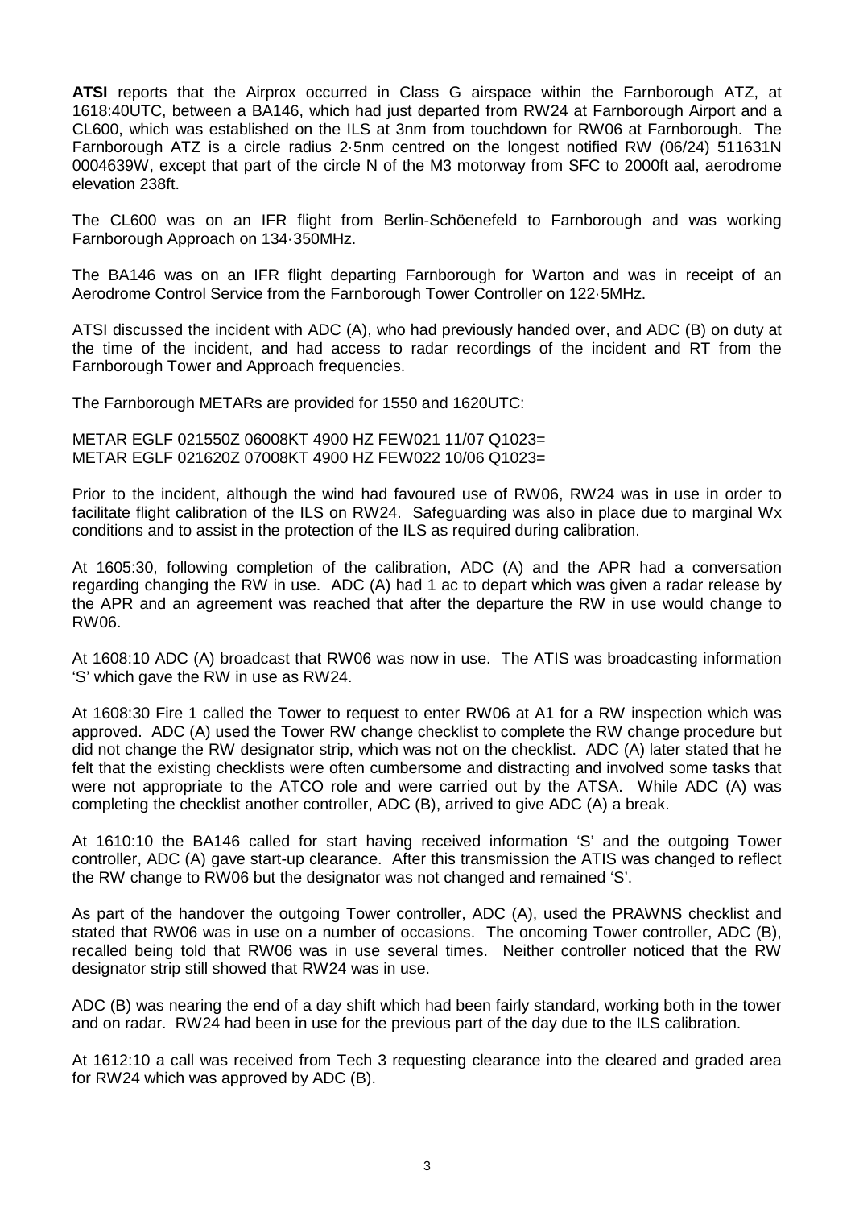**ATSI** reports that the Airprox occurred in Class G airspace within the Farnborough ATZ, at 1618:40UTC, between a BA146, which had just departed from RW24 at Farnborough Airport and a CL600, which was established on the ILS at 3nm from touchdown for RW06 at Farnborough. The Farnborough ATZ is a circle radius 2·5nm centred on the longest notified RW (06/24) 511631N 0004639W, except that part of the circle N of the M3 motorway from SFC to 2000ft aal, aerodrome elevation 238ft.

The CL600 was on an IFR flight from Berlin-Schöenefeld to Farnborough and was working Farnborough Approach on 134·350MHz.

The BA146 was on an IFR flight departing Farnborough for Warton and was in receipt of an Aerodrome Control Service from the Farnborough Tower Controller on 122·5MHz.

ATSI discussed the incident with ADC (A), who had previously handed over, and ADC (B) on duty at the time of the incident, and had access to radar recordings of the incident and RT from the Farnborough Tower and Approach frequencies.

The Farnborough METARs are provided for 1550 and 1620UTC:

METAR EGLF 021550Z 06008KT 4900 HZ FEW021 11/07 Q1023=
METAR EGLF 021620Z 07008KT 4900 HZ FEW022 10/06 Q1023=

Prior to the incident, although the wind had favoured use of RW06, RW24 was in use in order to facilitate flight calibration of the ILS on RW24. Safeguarding was also in place due to marginal Wx conditions and to assist in the protection of the ILS as required during calibration.

At 1605:30, following completion of the calibration, ADC (A) and the APR had a conversation regarding changing the RW in use. ADC (A) had 1 ac to depart which was given a radar release by the APR and an agreement was reached that after the departure the RW in use would change to RW06.

At 1608:10 ADC (A) broadcast that RW06 was now in use. The ATIS was broadcasting information 'S' which gave the RW in use as RW24.

At 1608:30 Fire 1 called the Tower to request to enter RW06 at A1 for a RW inspection which was approved. ADC (A) used the Tower RW change checklist to complete the RW change procedure but did not change the RW designator strip, which was not on the checklist. ADC (A) later stated that he felt that the existing checklists were often cumbersome and distracting and involved some tasks that were not appropriate to the ATCO role and were carried out by the ATSA. While ADC (A) was completing the checklist another controller, ADC (B), arrived to give ADC (A) a break.

At 1610:10 the BA146 called for start having received information 'S' and the outgoing Tower controller, ADC (A) gave start-up clearance. After this transmission the ATIS was changed to reflect the RW change to RW06 but the designator was not changed and remained 'S'.

As part of the handover the outgoing Tower controller, ADC (A), used the PRAWNS checklist and stated that RW06 was in use on a number of occasions. The oncoming Tower controller, ADC (B), recalled being told that RW06 was in use several times. Neither controller noticed that the RW designator strip still showed that RW24 was in use.

ADC (B) was nearing the end of a day shift which had been fairly standard, working both in the tower and on radar. RW24 had been in use for the previous part of the day due to the ILS calibration.

At 1612:10 a call was received from Tech 3 requesting clearance into the cleared and graded area for RW24 which was approved by ADC (B).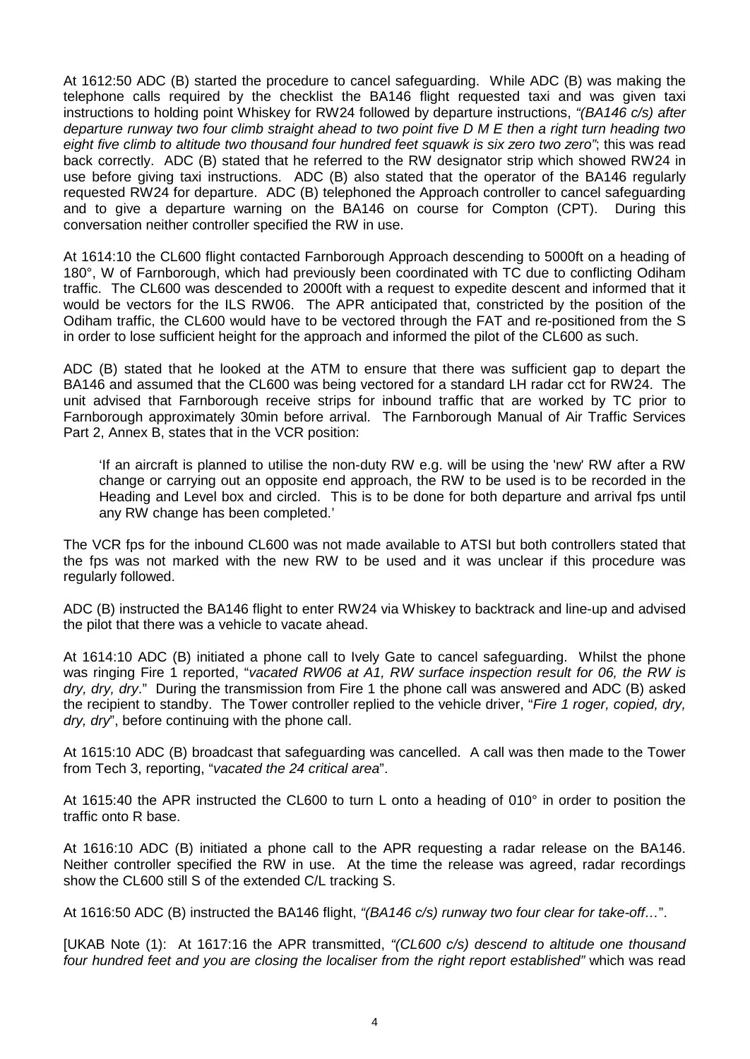At 1612:50 ADC (B) started the procedure to cancel safeguarding. While ADC (B) was making the telephone calls required by the checklist the BA146 flight requested taxi and was given taxi instructions to holding point Whiskey for RW24 followed by departure instructions, *"(BA146 c/s) after departure runway two four climb straight ahead to two point five D M E then a right turn heading two eight five climb to altitude two thousand four hundred feet squawk is six zero two zero"*; this was read back correctly. ADC (B) stated that he referred to the RW designator strip which showed RW24 in use before giving taxi instructions. ADC (B) also stated that the operator of the BA146 regularly requested RW24 for departure. ADC (B) telephoned the Approach controller to cancel safeguarding and to give a departure warning on the BA146 on course for Compton (CPT). During this conversation neither controller specified the RW in use.

At 1614:10 the CL600 flight contacted Farnborough Approach descending to 5000ft on a heading of 180°, W of Farnborough, which had previously been coordinated with TC due to conflicting Odiham traffic. The CL600 was descended to 2000ft with a request to expedite descent and informed that it would be vectors for the ILS RW06. The APR anticipated that, constricted by the position of the Odiham traffic, the CL600 would have to be vectored through the FAT and re-positioned from the S in order to lose sufficient height for the approach and informed the pilot of the CL600 as such.

ADC (B) stated that he looked at the ATM to ensure that there was sufficient gap to depart the BA146 and assumed that the CL600 was being vectored for a standard LH radar cct for RW24. The unit advised that Farnborough receive strips for inbound traffic that are worked by TC prior to Farnborough approximately 30min before arrival. The Farnborough Manual of Air Traffic Services Part 2, Annex B, states that in the VCR position:

> 'If an aircraft is planned to utilise the non-duty RW e.g. will be using the 'new' RW after a RW change or carrying out an opposite end approach, the RW to be used is to be recorded in the Heading and Level box and circled. This is to be done for both departure and arrival fps until any RW change has been completed.'

The VCR fps for the inbound CL600 was not made available to ATSI but both controllers stated that the fps was not marked with the new RW to be used and it was unclear if this procedure was regularly followed.

ADC (B) instructed the BA146 flight to enter RW24 via Whiskey to backtrack and line-up and advised the pilot that there was a vehicle to vacate ahead.

At 1614:10 ADC (B) initiated a phone call to Ively Gate to cancel safeguarding. Whilst the phone was ringing Fire 1 reported, "*vacated RW06 at A1, RW surface inspection result for 06, the RW is dry, dry, dry*." During the transmission from Fire 1 the phone call was answered and ADC (B) asked the recipient to standby. The Tower controller replied to the vehicle driver, "*Fire 1 roger, copied, dry, dry, dry*", before continuing with the phone call.

At 1615:10 ADC (B) broadcast that safeguarding was cancelled. A call was then made to the Tower from Tech 3, reporting, "*vacated the 24 critical area*".

At 1615:40 the APR instructed the CL600 to turn L onto a heading of 010° in order to position the traffic onto R base.

At 1616:10 ADC (B) initiated a phone call to the APR requesting a radar release on the BA146. Neither controller specified the RW in use. At the time the release was agreed, radar recordings show the CL600 still S of the extended C/L tracking S.

At 1616:50 ADC (B) instructed the BA146 flight, *"(BA146 c/s) runway two four clear for take-off…"*.

[UKAB Note (1): At 1617:16 the APR transmitted, *"(CL600 c/s) descend to altitude one thousand four hundred feet and you are closing the localiser from the right report established"* which was read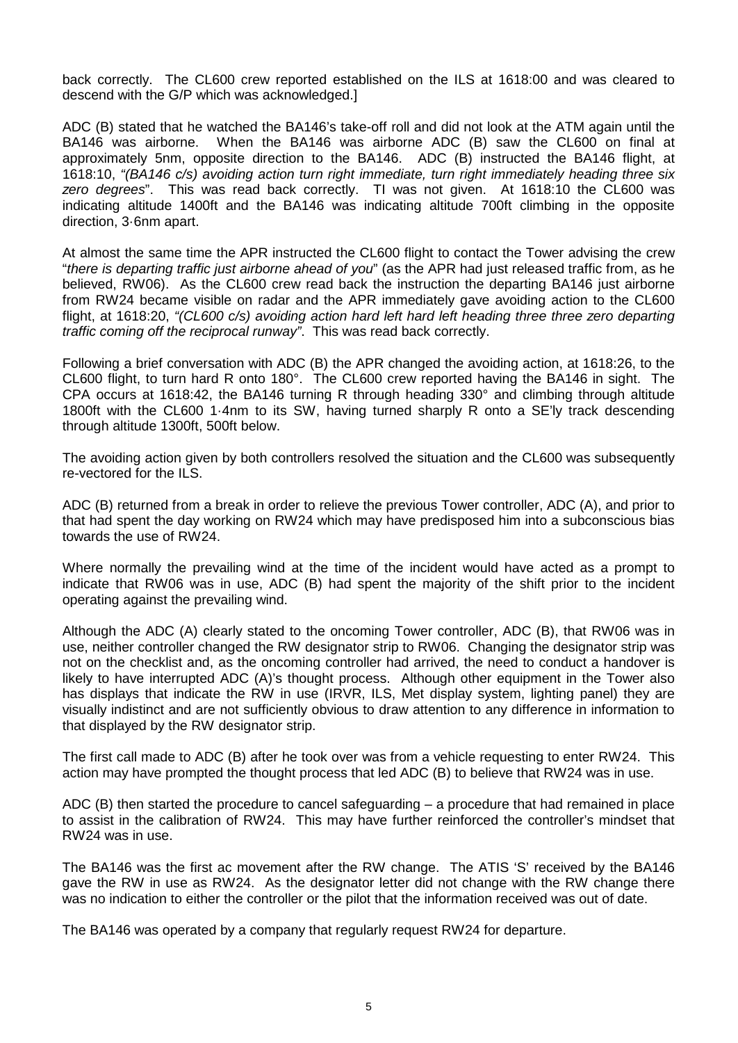back correctly. The CL600 crew reported established on the ILS at 1618:00 and was cleared to descend with the G/P which was acknowledged.]

ADC (B) stated that he watched the BA146's take-off roll and did not look at the ATM again until the BA146 was airborne. When the BA146 was airborne ADC (B) saw the CL600 on final at approximately 5nm, opposite direction to the BA146. ADC (B) instructed the BA146 flight, at 1618:10, *"(BA146 c/s) avoiding action turn right immediate, turn right immediately heading three six zero degrees"*. This was read back correctly. TI was not given. At 1618:10 the CL600 was indicating altitude 1400ft and the BA146 was indicating altitude 700ft climbing in the opposite direction, 3·6nm apart.

At almost the same time the APR instructed the CL600 flight to contact the Tower advising the crew "*there is departing traffic just airborne ahead of you*" (as the APR had just released traffic from, as he believed, RW06). As the CL600 crew read back the instruction the departing BA146 just airborne from RW24 became visible on radar and the APR immediately gave avoiding action to the CL600 flight, at 1618:20, *"(CL600 c/s) avoiding action hard left hard left heading three three zero departing traffic coming off the reciprocal runway"*. This was read back correctly.

Following a brief conversation with ADC (B) the APR changed the avoiding action, at 1618:26, to the CL600 flight, to turn hard R onto 180°. The CL600 crew reported having the BA146 in sight. The CPA occurs at 1618:42, the BA146 turning R through heading 330° and climbing through altitude 1800ft with the CL600 1·4nm to its SW, having turned sharply R onto a SE'ly track descending through altitude 1300ft, 500ft below.

The avoiding action given by both controllers resolved the situation and the CL600 was subsequently re-vectored for the ILS.

ADC (B) returned from a break in order to relieve the previous Tower controller, ADC (A), and prior to that had spent the day working on RW24 which may have predisposed him into a subconscious bias towards the use of RW24.

Where normally the prevailing wind at the time of the incident would have acted as a prompt to indicate that RW06 was in use, ADC (B) had spent the majority of the shift prior to the incident operating against the prevailing wind.

Although the ADC (A) clearly stated to the oncoming Tower controller, ADC (B), that RW06 was in use, neither controller changed the RW designator strip to RW06. Changing the designator strip was not on the checklist and, as the oncoming controller had arrived, the need to conduct a handover is likely to have interrupted ADC (A)'s thought process. Although other equipment in the Tower also has displays that indicate the RW in use (IRVR, ILS, Met display system, lighting panel) they are visually indistinct and are not sufficiently obvious to draw attention to any difference in information to that displayed by the RW designator strip.

The first call made to ADC (B) after he took over was from a vehicle requesting to enter RW24. This action may have prompted the thought process that led ADC (B) to believe that RW24 was in use.

ADC (B) then started the procedure to cancel safeguarding – a procedure that had remained in place to assist in the calibration of RW24. This may have further reinforced the controller's mindset that RW24 was in use.

The BA146 was the first ac movement after the RW change. The ATIS 'S' received by the BA146 gave the RW in use as RW24. As the designator letter did not change with the RW change there was no indication to either the controller or the pilot that the information received was out of date.

The BA146 was operated by a company that regularly request RW24 for departure.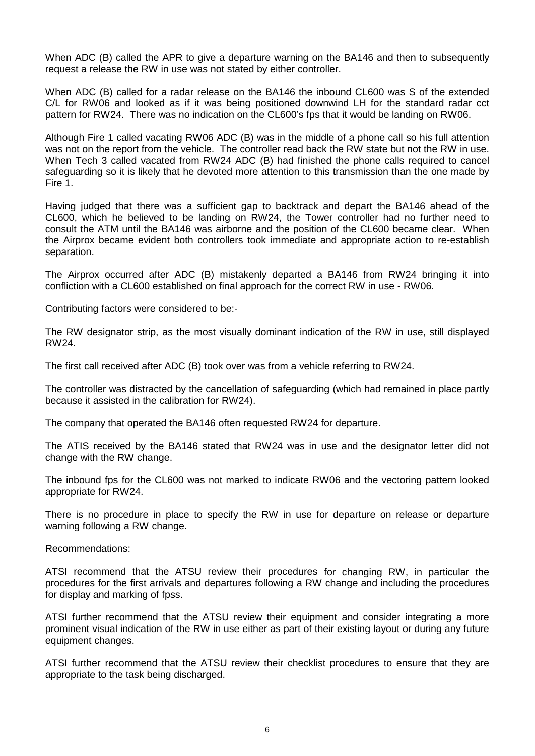When ADC (B) called the APR to give a departure warning on the BA146 and then to subsequently request a release the RW in use was not stated by either controller.

When ADC (B) called for a radar release on the BA146 the inbound CL600 was S of the extended C/L for RW06 and looked as if it was being positioned downwind LH for the standard radar cct pattern for RW24. There was no indication on the CL600's fps that it would be landing on RW06.

Although Fire 1 called vacating RW06 ADC (B) was in the middle of a phone call so his full attention was not on the report from the vehicle. The controller read back the RW state but not the RW in use. When Tech 3 called vacated from RW24 ADC (B) had finished the phone calls required to cancel safeguarding so it is likely that he devoted more attention to this transmission than the one made by Fire 1.

Having judged that there was a sufficient gap to backtrack and depart the BA146 ahead of the CL600, which he believed to be landing on RW24, the Tower controller had no further need to consult the ATM until the BA146 was airborne and the position of the CL600 became clear. When the Airprox became evident both controllers took immediate and appropriate action to re-establish separation.

The Airprox occurred after ADC (B) mistakenly departed a BA146 from RW24 bringing it into confliction with a CL600 established on final approach for the correct RW in use - RW06.

Contributing factors were considered to be:-

The RW designator strip, as the most visually dominant indication of the RW in use, still displayed RW24.

The first call received after ADC (B) took over was from a vehicle referring to RW24.

The controller was distracted by the cancellation of safeguarding (which had remained in place partly because it assisted in the calibration for RW24).

The company that operated the BA146 often requested RW24 for departure.

The ATIS received by the BA146 stated that RW24 was in use and the designator letter did not change with the RW change.

The inbound fps for the CL600 was not marked to indicate RW06 and the vectoring pattern looked appropriate for RW24.

There is no procedure in place to specify the RW in use for departure on release or departure warning following a RW change.

Recommendations:

ATSI recommend that the ATSU review their procedures for changing RW, in particular the procedures for the first arrivals and departures following a RW change and including the procedures for display and marking of fpss.

ATSI further recommend that the ATSU review their equipment and consider integrating a more prominent visual indication of the RW in use either as part of their existing layout or during any future equipment changes.

ATSI further recommend that the ATSU review their checklist procedures to ensure that they are appropriate to the task being discharged.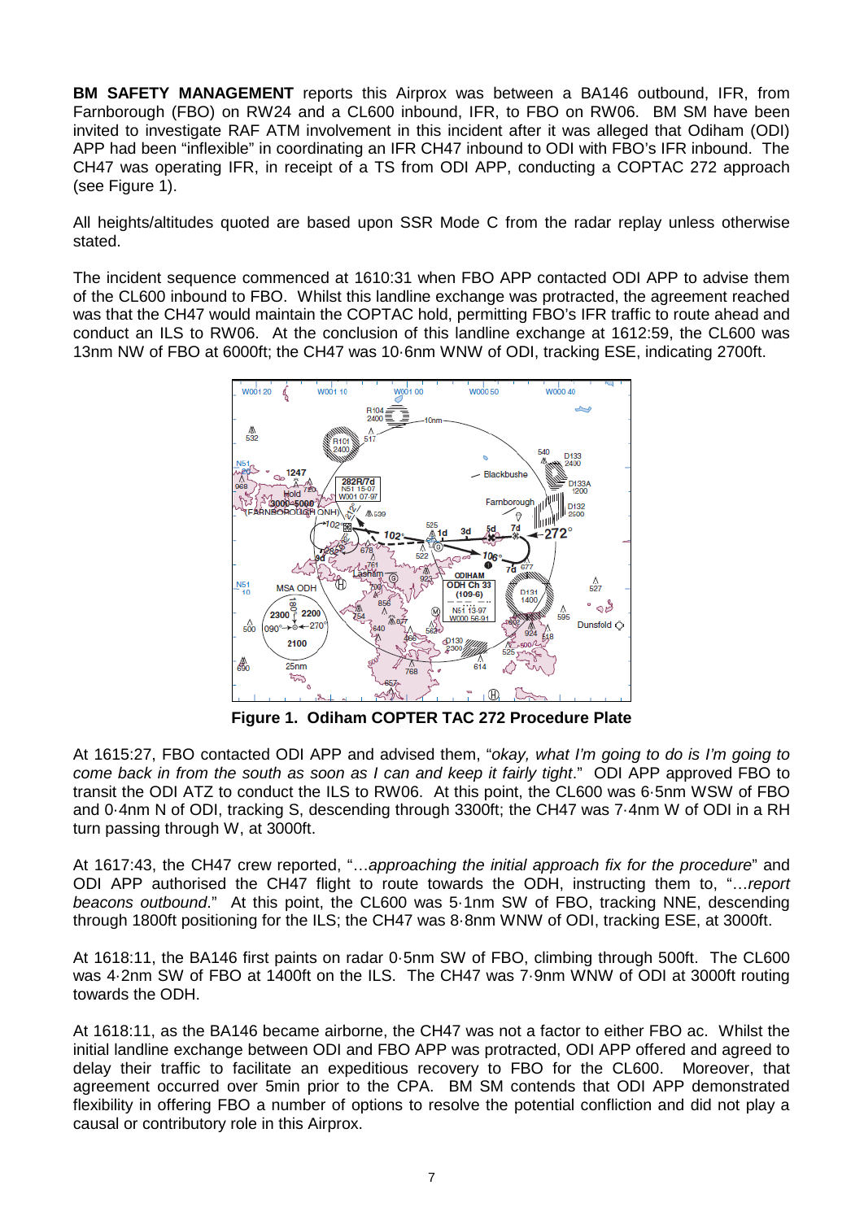**BM SAFETY MANAGEMENT** reports this Airprox was between a BA146 outbound, IFR, from Farnborough (FBO) on RW24 and a CL600 inbound, IFR, to FBO on RW06. BM SM have been invited to investigate RAF ATM involvement in this incident after it was alleged that Odiham (ODI) APP had been "inflexible" in coordinating an IFR CH47 inbound to ODI with FBO's IFR inbound. The CH47 was operating IFR, in receipt of a TS from ODI APP, conducting a COPTAC 272 approach (see Figure 1).

All heights/altitudes quoted are based upon SSR Mode C from the radar replay unless otherwise stated.

The incident sequence commenced at 1610:31 when FBO APP contacted ODI APP to advise them of the CL600 inbound to FBO. Whilst this landline exchange was protracted, the agreement reached was that the CH47 would maintain the COPTAC hold, permitting FBO's IFR traffic to route ahead and conduct an ILS to RW06. At the conclusion of this landline exchange at 1612:59, the CL600 was 13nm NW of FBO at 6000ft; the CH47 was 10·6nm WNW of ODI, tracking ESE, indicating 2700ft.

**Figure 1. Odiham COPTER TAC 272 Procedure Plate**

At 1615:27, FBO contacted ODI APP and advised them, "*okay, what I'm going to do is I'm going to come back in from the south as soon as I can and keep it fairly tight*." ODI APP approved FBO to transit the ODI ATZ to conduct the ILS to RW06. At this point, the CL600 was 6·5nm WSW of FBO and 0·4nm N of ODI, tracking S, descending through 3300ft; the CH47 was 7·4nm W of ODI in a RH turn passing through W, at 3000ft.

At 1617:43, the CH47 crew reported, "…*approaching the initial approach fix for the procedure*" and ODI APP authorised the CH47 flight to route towards the ODH, instructing them to, "…*report beacons outbound*." At this point, the CL600 was 5·1nm SW of FBO, tracking NNE, descending through 1800ft positioning for the ILS; the CH47 was 8·8nm WNW of ODI, tracking ESE, at 3000ft.

At 1618:11, the BA146 first paints on radar 0·5nm SW of FBO, climbing through 500ft. The CL600 was 4·2nm SW of FBO at 1400ft on the ILS. The CH47 was 7·9nm WNW of ODI at 3000ft routing towards the ODH.

At 1618:11, as the BA146 became airborne, the CH47 was not a factor to either FBO ac. Whilst the initial landline exchange between ODI and FBO APP was protracted, ODI APP offered and agreed to delay their traffic to facilitate an expeditious recovery to FBO for the CL600. Moreover, that agreement occurred over 5min prior to the CPA. BM SM contends that ODI APP demonstrated flexibility in offering FBO a number of options to resolve the potential confliction and did not play a causal or contributory role in this Airprox.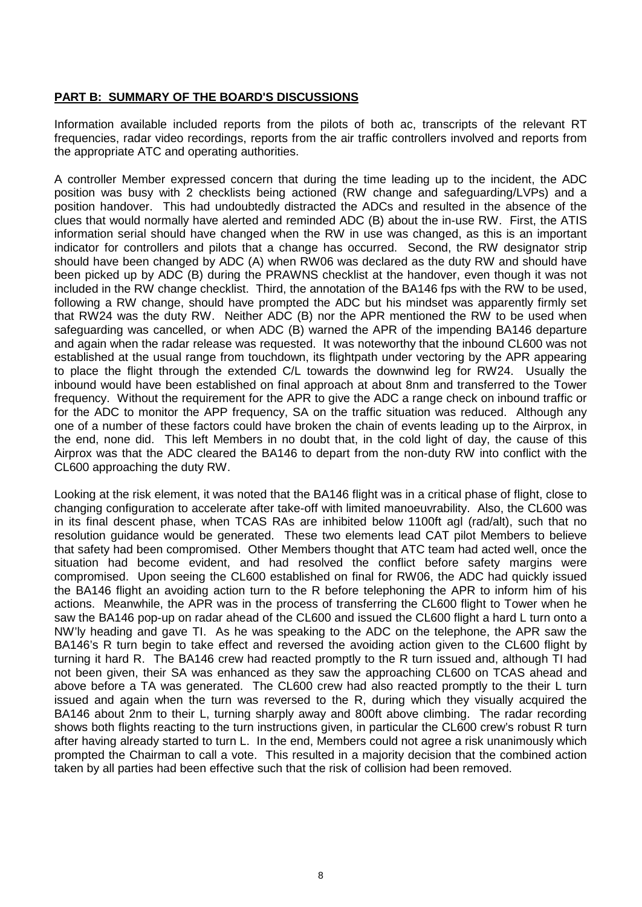**PART B: SUMMARY OF THE BOARD'S DISCUSSIONS**

Information available included reports from the pilots of both ac, transcripts of the relevant RT frequencies, radar video recordings, reports from the air traffic controllers involved and reports from the appropriate ATC and operating authorities.

A controller Member expressed concern that during the time leading up to the incident, the ADC position was busy with 2 checklists being actioned (RW change and safeguarding/LVPs) and a position handover. This had undoubtedly distracted the ADCs and resulted in the absence of the clues that would normally have alerted and reminded ADC (B) about the in-use RW. First, the ATIS information serial should have changed when the RW in use was changed, as this is an important indicator for controllers and pilots that a change has occurred. Second, the RW designator strip should have been changed by ADC (A) when RW06 was declared as the duty RW and should have been picked up by ADC (B) during the PRAWNS checklist at the handover, even though it was not included in the RW change checklist. Third, the annotation of the BA146 fps with the RW to be used, following a RW change, should have prompted the ADC but his mindset was apparently firmly set that RW24 was the duty RW. Neither ADC (B) nor the APR mentioned the RW to be used when safeguarding was cancelled, or when ADC (B) warned the APR of the impending BA146 departure and again when the radar release was requested. It was noteworthy that the inbound CL600 was not established at the usual range from touchdown, its flightpath under vectoring by the APR appearing to place the flight through the extended C/L towards the downwind leg for RW24. Usually the inbound would have been established on final approach at about 8nm and transferred to the Tower frequency. Without the requirement for the APR to give the ADC a range check on inbound traffic or for the ADC to monitor the APP frequency, SA on the traffic situation was reduced. Although any one of a number of these factors could have broken the chain of events leading up to the Airprox, in the end, none did. This left Members in no doubt that, in the cold light of day, the cause of this Airprox was that the ADC cleared the BA146 to depart from the non-duty RW into conflict with the CL600 approaching the duty RW.

Looking at the risk element, it was noted that the BA146 flight was in a critical phase of flight, close to changing configuration to accelerate after take-off with limited manoeuvrability. Also, the CL600 was in its final descent phase, when TCAS RAs are inhibited below 1100ft agl (rad/alt), such that no resolution guidance would be generated. These two elements lead CAT pilot Members to believe that safety had been compromised. Other Members thought that ATC team had acted well, once the situation had become evident, and had resolved the conflict before safety margins were compromised. Upon seeing the CL600 established on final for RW06, the ADC had quickly issued the BA146 flight an avoiding action turn to the R before telephoning the APR to inform him of his actions. Meanwhile, the APR was in the process of transferring the CL600 flight to Tower when he saw the BA146 pop-up on radar ahead of the CL600 and issued the CL600 flight a hard L turn onto a NW'ly heading and gave TI. As he was speaking to the ADC on the telephone, the APR saw the BA146's R turn begin to take effect and reversed the avoiding action given to the CL600 flight by turning it hard R. The BA146 crew had reacted promptly to the R turn issued and, although TI had not been given, their SA was enhanced as they saw the approaching CL600 on TCAS ahead and above before a TA was generated. The CL600 crew had also reacted promptly to the their L turn issued and again when the turn was reversed to the R, during which they visually acquired the BA146 about 2nm to their L, turning sharply away and 800ft above climbing. The radar recording shows both flights reacting to the turn instructions given, in particular the CL600 crew's robust R turn after having already started to turn L. In the end, Members could not agree a risk unanimously which prompted the Chairman to call a vote. This resulted in a majority decision that the combined action taken by all parties had been effective such that the risk of collision had been removed.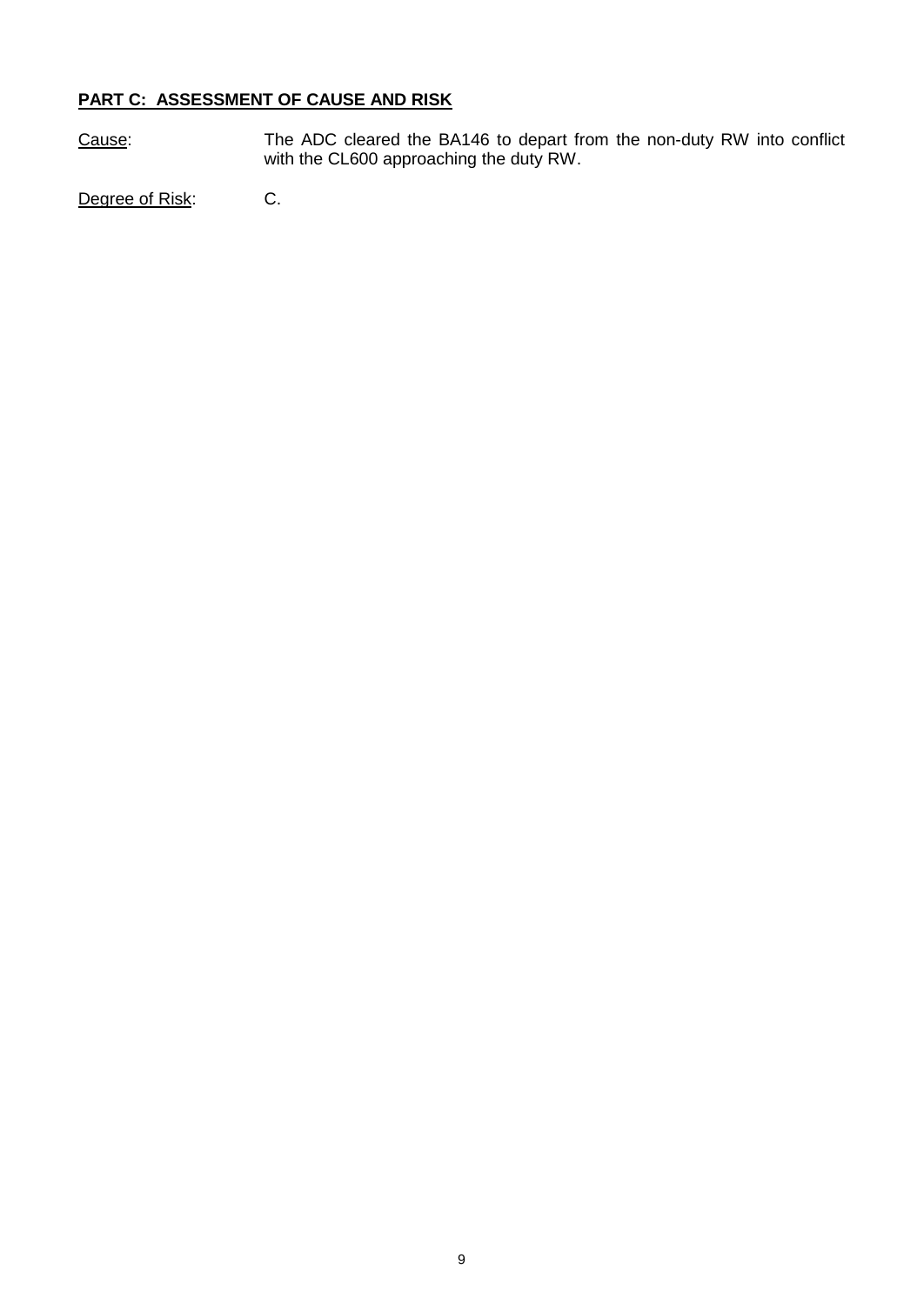## PART C: ASSESSMENT OF CAUSE AND RISK

Cause: The ADC cleared the BA146 to depart from the non-duty RW into conflict with the CL600 approaching the duty RW.

Degree of Risk: C.